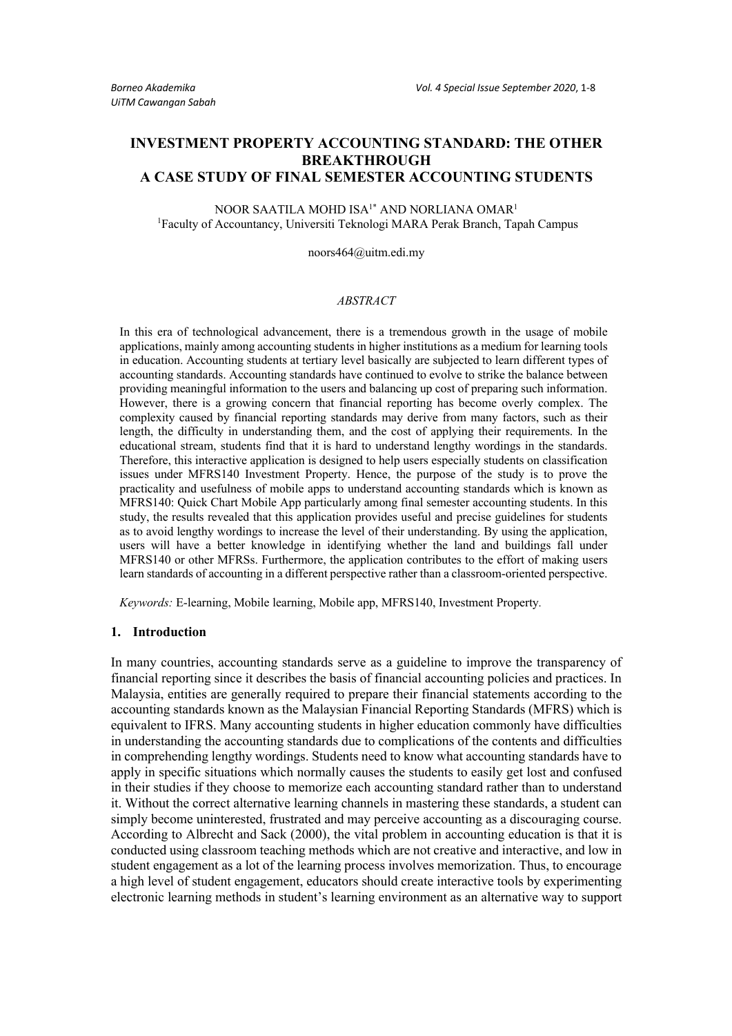# INVESTMENT PROPERTY ACCOUNTING STANDARD: THE OTHER BREAKTHROUGH
## A CASE STUDY OF FINAL SEMESTER ACCOUNTING STUDENTS

NOOR SAATILA MOHD ISA[1*] AND NORLIANA OMAR[1]

[1]Faculty of Accountancy, Universiti Teknologi MARA Perak Branch, Tapah Campus

noors464@uitm.edi.my

*ABSTRACT*

In this era of technological advancement, there is a tremendous growth in the usage of mobile applications, mainly among accounting students in higher institutions as a medium for learning tools in education. Accounting students at tertiary level basically are subjected to learn different types of accounting standards. Accounting standards have continued to evolve to strike the balance between providing meaningful information to the users and balancing up cost of preparing such information. However, there is a growing concern that financial reporting has become overly complex. The complexity caused by financial reporting standards may derive from many factors, such as their length, the difficulty in understanding them, and the cost of applying their requirements. In the educational stream, students find that it is hard to understand lengthy wordings in the standards. Therefore, this interactive application is designed to help users especially students on classification issues under MFRS140 Investment Property. Hence, the purpose of the study is to prove the practicality and usefulness of mobile apps to understand accounting standards which is known as MFRS140: Quick Chart Mobile App particularly among final semester accounting students. In this study, the results revealed that this application provides useful and precise guidelines for students as to avoid lengthy wordings to increase the level of their understanding. By using the application, users will have a better knowledge in identifying whether the land and buildings fall under MFRS140 or other MFRSs. Furthermore, the application contributes to the effort of making users learn standards of accounting in a different perspective rather than a classroom-oriented perspective.

*Keywords:* E-learning, Mobile learning, Mobile app, MFRS140, Investment Property.

## 1. Introduction

In many countries, accounting standards serve as a guideline to improve the transparency of financial reporting since it describes the basis of financial accounting policies and practices. In Malaysia, entities are generally required to prepare their financial statements according to the accounting standards known as the Malaysian Financial Reporting Standards (MFRS) which is equivalent to IFRS. Many accounting students in higher education commonly have difficulties in understanding the accounting standards due to complications of the contents and difficulties in comprehending lengthy wordings. Students need to know what accounting standards have to apply in specific situations which normally causes the students to easily get lost and confused in their studies if they choose to memorize each accounting standard rather than to understand it. Without the correct alternative learning channels in mastering these standards, a student can simply become uninterested, frustrated and may perceive accounting as a discouraging course. According to Albrecht and Sack (2000), the vital problem in accounting education is that it is conducted using classroom teaching methods which are not creative and interactive, and low in student engagement as a lot of the learning process involves memorization. Thus, to encourage a high level of student engagement, educators should create interactive tools by experimenting electronic learning methods in student's learning environment as an alternative way to support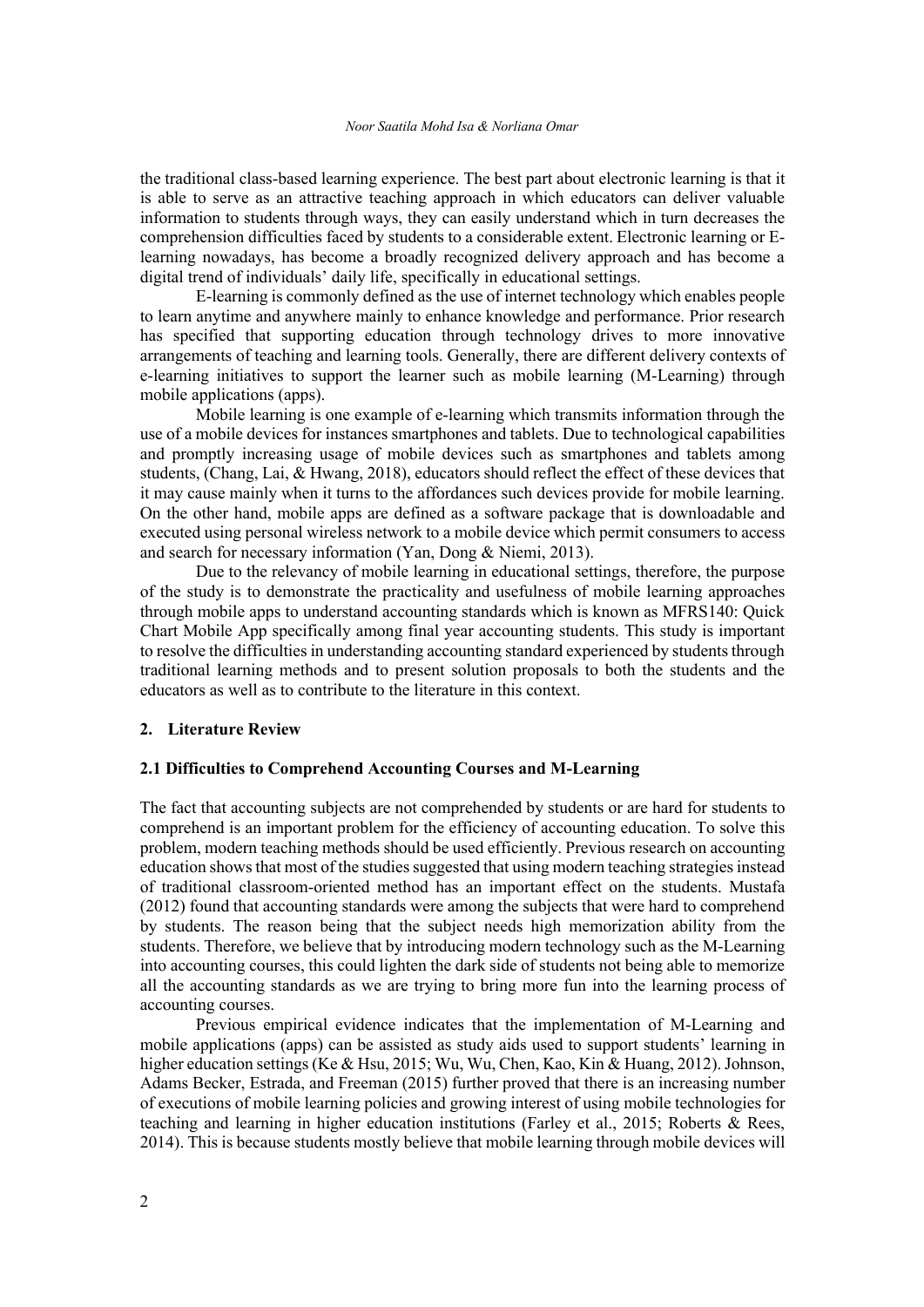the traditional class-based learning experience. The best part about electronic learning is that it is able to serve as an attractive teaching approach in which educators can deliver valuable information to students through ways, they can easily understand which in turn decreases the comprehension difficulties faced by students to a considerable extent. Electronic learning or E-learning nowadays, has become a broadly recognized delivery approach and has become a digital trend of individuals' daily life, specifically in educational settings.

E-learning is commonly defined as the use of internet technology which enables people to learn anytime and anywhere mainly to enhance knowledge and performance. Prior research has specified that supporting education through technology drives to more innovative arrangements of teaching and learning tools. Generally, there are different delivery contexts of e-learning initiatives to support the learner such as mobile learning (M-Learning) through mobile applications (apps).

Mobile learning is one example of e-learning which transmits information through the use of a mobile devices for instances smartphones and tablets. Due to technological capabilities and promptly increasing usage of mobile devices such as smartphones and tablets among students, (Chang, Lai, & Hwang, 2018), educators should reflect the effect of these devices that it may cause mainly when it turns to the affordances such devices provide for mobile learning. On the other hand, mobile apps are defined as a software package that is downloadable and executed using personal wireless network to a mobile device which permit consumers to access and search for necessary information (Yan, Dong & Niemi, 2013).

Due to the relevancy of mobile learning in educational settings, therefore, the purpose of the study is to demonstrate the practicality and usefulness of mobile learning approaches through mobile apps to understand accounting standards which is known as MFRS140: Quick Chart Mobile App specifically among final year accounting students. This study is important to resolve the difficulties in understanding accounting standard experienced by students through traditional learning methods and to present solution proposals to both the students and the educators as well as to contribute to the literature in this context.

## 2. Literature Review

### 2.1 Difficulties to Comprehend Accounting Courses and M-Learning

The fact that accounting subjects are not comprehended by students or are hard for students to comprehend is an important problem for the efficiency of accounting education. To solve this problem, modern teaching methods should be used efficiently. Previous research on accounting education shows that most of the studies suggested that using modern teaching strategies instead of traditional classroom-oriented method has an important effect on the students. Mustafa (2012) found that accounting standards were among the subjects that were hard to comprehend by students. The reason being that the subject needs high memorization ability from the students. Therefore, we believe that by introducing modern technology such as the M-Learning into accounting courses, this could lighten the dark side of students not being able to memorize all the accounting standards as we are trying to bring more fun into the learning process of accounting courses.

Previous empirical evidence indicates that the implementation of M-Learning and mobile applications (apps) can be assisted as study aids used to support students' learning in higher education settings (Ke & Hsu, 2015; Wu, Wu, Chen, Kao, Kin & Huang, 2012). Johnson, Adams Becker, Estrada, and Freeman (2015) further proved that there is an increasing number of executions of mobile learning policies and growing interest of using mobile technologies for teaching and learning in higher education institutions (Farley et al., 2015; Roberts & Rees, 2014). This is because students mostly believe that mobile learning through mobile devices will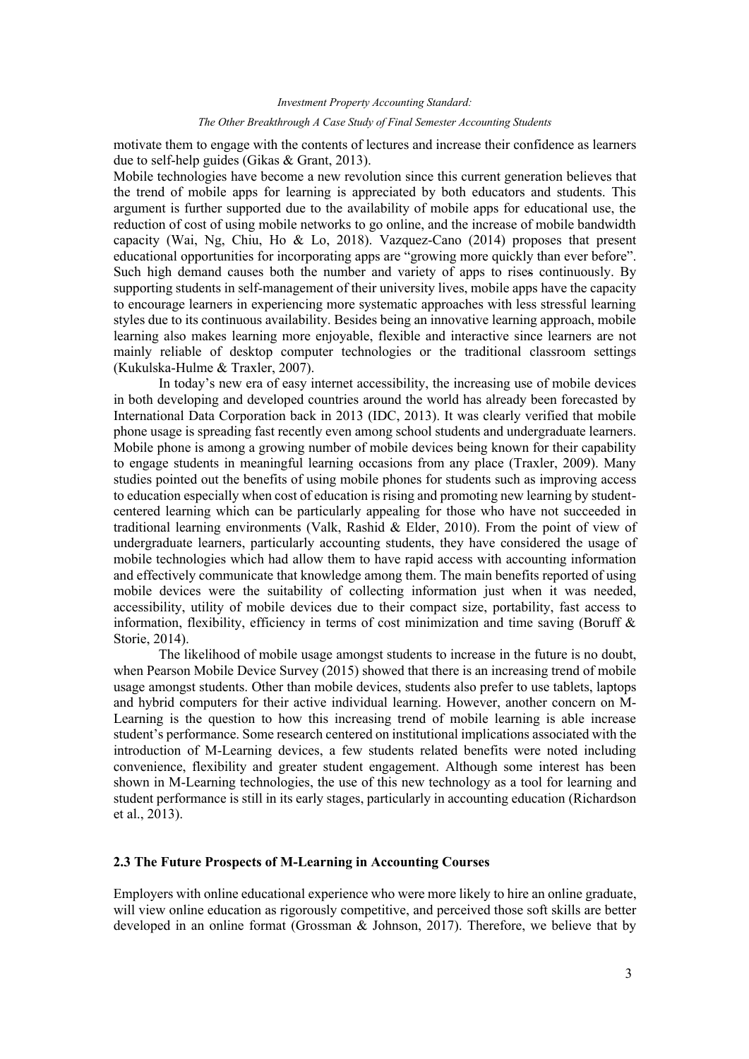motivate them to engage with the contents of lectures and increase their confidence as learners due to self-help guides (Gikas & Grant, 2013).

Mobile technologies have become a new revolution since this current generation believes that the trend of mobile apps for learning is appreciated by both educators and students. This argument is further supported due to the availability of mobile apps for educational use, the reduction of cost of using mobile networks to go online, and the increase of mobile bandwidth capacity (Wai, Ng, Chiu, Ho & Lo, 2018). Vazquez-Cano (2014) proposes that present educational opportunities for incorporating apps are "growing more quickly than ever before". Such high demand causes both the number and variety of apps to rises continuously. By supporting students in self-management of their university lives, mobile apps have the capacity to encourage learners in experiencing more systematic approaches with less stressful learning styles due to its continuous availability. Besides being an innovative learning approach, mobile learning also makes learning more enjoyable, flexible and interactive since learners are not mainly reliable of desktop computer technologies or the traditional classroom settings (Kukulska-Hulme & Traxler, 2007).

In today's new era of easy internet accessibility, the increasing use of mobile devices in both developing and developed countries around the world has already been forecasted by International Data Corporation back in 2013 (IDC, 2013). It was clearly verified that mobile phone usage is spreading fast recently even among school students and undergraduate learners. Mobile phone is among a growing number of mobile devices being known for their capability to engage students in meaningful learning occasions from any place (Traxler, 2009). Many studies pointed out the benefits of using mobile phones for students such as improving access to education especially when cost of education is rising and promoting new learning by student-centered learning which can be particularly appealing for those who have not succeeded in traditional learning environments (Valk, Rashid & Elder, 2010). From the point of view of undergraduate learners, particularly accounting students, they have considered the usage of mobile technologies which had allow them to have rapid access with accounting information and effectively communicate that knowledge among them. The main benefits reported of using mobile devices were the suitability of collecting information just when it was needed, accessibility, utility of mobile devices due to their compact size, portability, fast access to information, flexibility, efficiency in terms of cost minimization and time saving (Boruff & Storie, 2014).

The likelihood of mobile usage amongst students to increase in the future is no doubt, when Pearson Mobile Device Survey (2015) showed that there is an increasing trend of mobile usage amongst students. Other than mobile devices, students also prefer to use tablets, laptops and hybrid computers for their active individual learning. However, another concern on M-Learning is the question to how this increasing trend of mobile learning is able increase student's performance. Some research centered on institutional implications associated with the introduction of M-Learning devices, a few students related benefits were noted including convenience, flexibility and greater student engagement. Although some interest has been shown in M-Learning technologies, the use of this new technology as a tool for learning and student performance is still in its early stages, particularly in accounting education (Richardson et al., 2013).

### 2.3 The Future Prospects of M-Learning in Accounting Courses

Employers with online educational experience who were more likely to hire an online graduate, will view online education as rigorously competitive, and perceived those soft skills are better developed in an online format (Grossman & Johnson, 2017). Therefore, we believe that by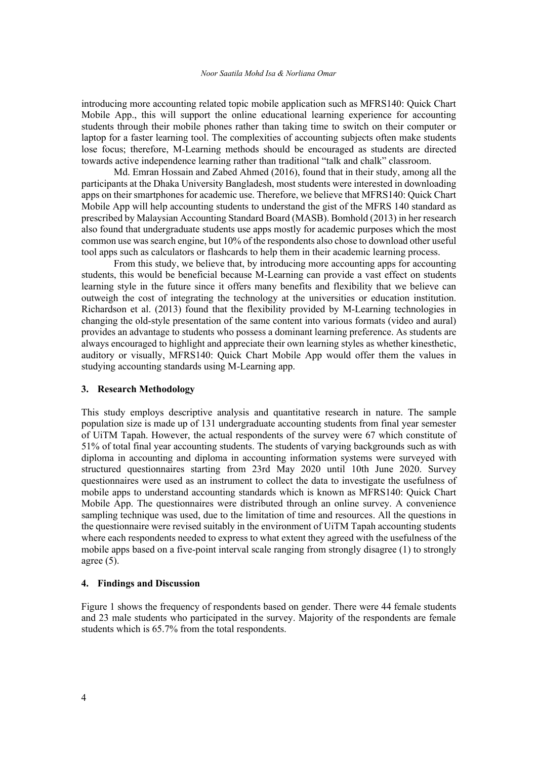introducing more accounting related topic mobile application such as MFRS140: Quick Chart Mobile App., this will support the online educational learning experience for accounting students through their mobile phones rather than taking time to switch on their computer or laptop for a faster learning tool. The complexities of accounting subjects often make students lose focus; therefore, M-Learning methods should be encouraged as students are directed towards active independence learning rather than traditional "talk and chalk" classroom.

Md. Emran Hossain and Zabed Ahmed (2016), found that in their study, among all the participants at the Dhaka University Bangladesh, most students were interested in downloading apps on their smartphones for academic use. Therefore, we believe that MFRS140: Quick Chart Mobile App will help accounting students to understand the gist of the MFRS 140 standard as prescribed by Malaysian Accounting Standard Board (MASB). Bomhold (2013) in her research also found that undergraduate students use apps mostly for academic purposes which the most common use was search engine, but 10% of the respondents also chose to download other useful tool apps such as calculators or flashcards to help them in their academic learning process.

From this study, we believe that, by introducing more accounting apps for accounting students, this would be beneficial because M-Learning can provide a vast effect on students learning style in the future since it offers many benefits and flexibility that we believe can outweigh the cost of integrating the technology at the universities or education institution. Richardson et al. (2013) found that the flexibility provided by M-Learning technologies in changing the old-style presentation of the same content into various formats (video and aural) provides an advantage to students who possess a dominant learning preference. As students are always encouraged to highlight and appreciate their own learning styles as whether kinesthetic, auditory or visually, MFRS140: Quick Chart Mobile App would offer them the values in studying accounting standards using M-Learning app.

## 3. Research Methodology

This study employs descriptive analysis and quantitative research in nature. The sample population size is made up of 131 undergraduate accounting students from final year semester of UiTM Tapah. However, the actual respondents of the survey were 67 which constitute of 51% of total final year accounting students. The students of varying backgrounds such as with diploma in accounting and diploma in accounting information systems were surveyed with structured questionnaires starting from 23rd May 2020 until 10th June 2020. Survey questionnaires were used as an instrument to collect the data to investigate the usefulness of mobile apps to understand accounting standards which is known as MFRS140: Quick Chart Mobile App. The questionnaires were distributed through an online survey. A convenience sampling technique was used, due to the limitation of time and resources. All the questions in the questionnaire were revised suitably in the environment of UiTM Tapah accounting students where each respondents needed to express to what extent they agreed with the usefulness of the mobile apps based on a five-point interval scale ranging from strongly disagree (1) to strongly agree (5).

## 4. Findings and Discussion

Figure 1 shows the frequency of respondents based on gender. There were 44 female students and 23 male students who participated in the survey. Majority of the respondents are female students which is 65.7% from the total respondents.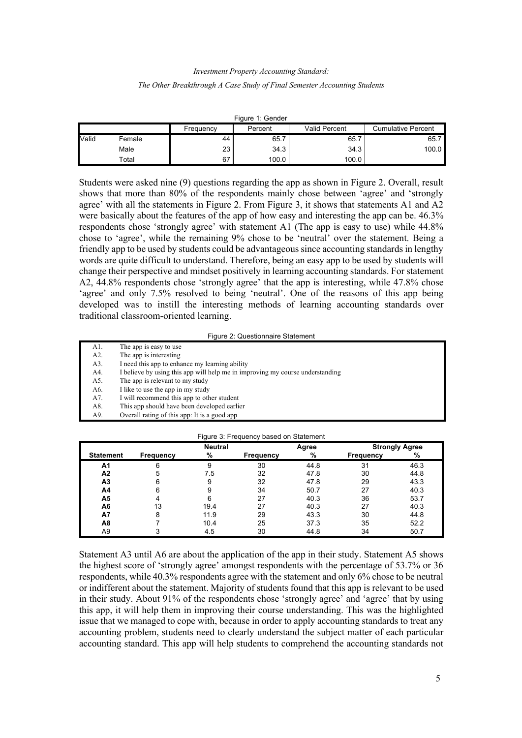Figure 1: Gender

| | | Frequency | Percent | Valid Percent | Cumulative Percent |
|---|---|---|---|---|---|
| Valid | Female | 44 | 65.7 | 65.7 | 65.7 |
| | Male | 23 | 34.3 | 34.3 | 100.0 |
| | Total | 67 | 100.0 | 100.0 | |

Students were asked nine (9) questions regarding the app as shown in Figure 2. Overall, result shows that more than 80% of the respondents mainly chose between 'agree' and 'strongly agree' with all the statements in Figure 2. From Figure 3, it shows that statements A1 and A2 were basically about the features of the app of how easy and interesting the app can be. 46.3% respondents chose 'strongly agree' with statement A1 (The app is easy to use) while 44.8% chose to 'agree', while the remaining 9% chose to be 'neutral' over the statement. Being a friendly app to be used by students could be advantageous since accounting standards in lengthy words are quite difficult to understand. Therefore, being an easy app to be used by students will change their perspective and mindset positively in learning accounting standards. For statement A2, 44.8% respondents chose 'strongly agree' that the app is interesting, while 47.8% chose 'agree' and only 7.5% resolved to being 'neutral'. One of the reasons of this app being developed was to instill the interesting methods of learning accounting standards over traditional classroom-oriented learning.

Figure 2: Questionnaire Statement

| | |
|---|---|
| A1. | The app is easy to use |
| A2. | The app is interesting |
| A3. | I need this app to enhance my learning ability |
| A4. | I believe by using this app will help me in improving my course understanding |
| A5. | The app is relevant to my study |
| A6. | I like to use the app in my study |
| A7. | I will recommend this app to other student |
| A8. | This app should have been developed earlier |
| A9. | Overall rating of this app: It is a good app |

Figure 3: Frequency based on Statement

| | Neutral | | Agree | | Strongly Agree | |
|---|---|---|---|---|---|---|
| **Statement** | **Frequency** | **%** | **Frequency** | **%** | **Frequency** | **%** |
| **A1** | 6 | 9 | 30 | 44.8 | 31 | 46.3 |
| **A2** | 5 | 7.5 | 32 | 47.8 | 30 | 44.8 |
| **A3** | 6 | 9 | 32 | 47.8 | 29 | 43.3 |
| **A4** | 6 | 9 | 34 | 50.7 | 27 | 40.3 |
| **A5** | 4 | 6 | 27 | 40.3 | 36 | 53.7 |
| **A6** | 13 | 19.4 | 27 | 40.3 | 27 | 40.3 |
| **A7** | 8 | 11.9 | 29 | 43.3 | 30 | 44.8 |
| **A8** | 7 | 10.4 | 25 | 37.3 | 35 | 52.2 |
| A9 | 3 | 4.5 | 30 | 44.8 | 34 | 50.7 |

Statement A3 until A6 are about the application of the app in their study. Statement A5 shows the highest score of 'strongly agree' amongst respondents with the percentage of 53.7% or 36 respondents, while 40.3% respondents agree with the statement and only 6% chose to be neutral or indifferent about the statement. Majority of students found that this app is relevant to be used in their study. About 91% of the respondents chose 'strongly agree' and 'agree' that by using this app, it will help them in improving their course understanding. This was the highlighted issue that we managed to cope with, because in order to apply accounting standards to treat any accounting problem, students need to clearly understand the subject matter of each particular accounting standard. This app will help students to comprehend the accounting standards not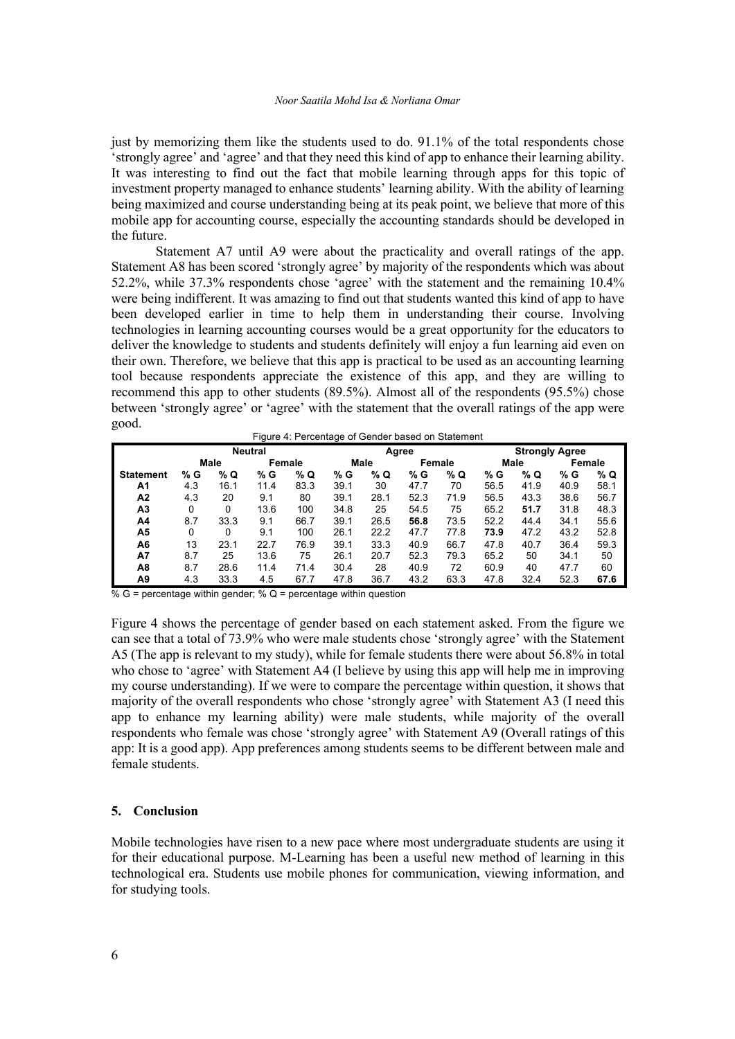just by memorizing them like the students used to do. 91.1% of the total respondents chose 'strongly agree' and 'agree' and that they need this kind of app to enhance their learning ability. It was interesting to find out the fact that mobile learning through apps for this topic of investment property managed to enhance students' learning ability. With the ability of learning being maximized and course understanding being at its peak point, we believe that more of this mobile app for accounting course, especially the accounting standards should be developed in the future.

Statement A7 until A9 were about the practicality and overall ratings of the app. Statement A8 has been scored 'strongly agree' by majority of the respondents which was about 52.2%, while 37.3% respondents chose 'agree' with the statement and the remaining 10.4% were being indifferent. It was amazing to find out that students wanted this kind of app to have been developed earlier in time to help them in understanding their course. Involving technologies in learning accounting courses would be a great opportunity for the educators to deliver the knowledge to students and students definitely will enjoy a fun learning aid even on their own. Therefore, we believe that this app is practical to be used as an accounting learning tool because respondents appreciate the existence of this app, and they are willing to recommend this app to other students (89.5%). Almost all of the respondents (95.5%) chose between 'strongly agree' or 'agree' with the statement that the overall ratings of the app were good.

Figure 4: Percentage of Gender based on Statement

| | Neutral | | | | Agree | | | | Strongly Agree | | | |
|---|---|---|---|---|---|---|---|---|---|---|---|---|
| | Male | | Female | | Male | | Female | | Male | | Female | |
| **Statement** | **% G** | **% Q** | **% G** | **% Q** | **% G** | **% Q** | **% G** | **% Q** | **% G** | **% Q** | **% G** | **% Q** |
| **A1** | 4.3 | 16.1 | 11.4 | 83.3 | 39.1 | 30 | 47.7 | 70 | 56.5 | 41.9 | 40.9 | 58.1 |
| **A2** | 4.3 | 20 | 9.1 | 80 | 39.1 | 28.1 | 52.3 | 71.9 | 56.5 | 43.3 | 38.6 | 56.7 |
| **A3** | 0 | 0 | 13.6 | 100 | 34.8 | 25 | 54.5 | 75 | 65.2 | **51.7** | 31.8 | 48.3 |
| **A4** | 8.7 | 33.3 | 9.1 | 66.7 | 39.1 | 26.5 | **56.8** | 73.5 | 52.2 | 44.4 | 34.1 | 55.6 |
| **A5** | 0 | 0 | 9.1 | 100 | 26.1 | 22.2 | 47.7 | 77.8 | **73.9** | 47.2 | 43.2 | 52.8 |
| **A6** | 13 | 23.1 | 22.7 | 76.9 | 39.1 | 33.3 | 40.9 | 66.7 | 47.8 | 40.7 | 36.4 | 59.3 |
| **A7** | 8.7 | 25 | 13.6 | 75 | 26.1 | 20.7 | 52.3 | 79.3 | 65.2 | 50 | 34.1 | 50 |
| **A8** | 8.7 | 28.6 | 11.4 | 71.4 | 30.4 | 28 | 40.9 | 72 | 60.9 | 40 | 47.7 | 60 |
| **A9** | 4.3 | 33.3 | 4.5 | 67.7 | 47.8 | 36.7 | 43.2 | 63.3 | 47.8 | 32.4 | 52.3 | **67.6** |

% G = percentage within gender; % Q = percentage within question

Figure 4 shows the percentage of gender based on each statement asked. From the figure we can see that a total of 73.9% who were male students chose 'strongly agree' with the Statement A5 (The app is relevant to my study), while for female students there were about 56.8% in total who chose to 'agree' with Statement A4 (I believe by using this app will help me in improving my course understanding). If we were to compare the percentage within question, it shows that majority of the overall respondents who chose 'strongly agree' with Statement A3 (I need this app to enhance my learning ability) were male students, while majority of the overall respondents who female was chose 'strongly agree' with Statement A9 (Overall ratings of this app: It is a good app). App preferences among students seems to be different between male and female students.

## 5. Conclusion

Mobile technologies have risen to a new pace where most undergraduate students are using it for their educational purpose. M-Learning has been a useful new method of learning in this technological era. Students use mobile phones for communication, viewing information, and for studying tools.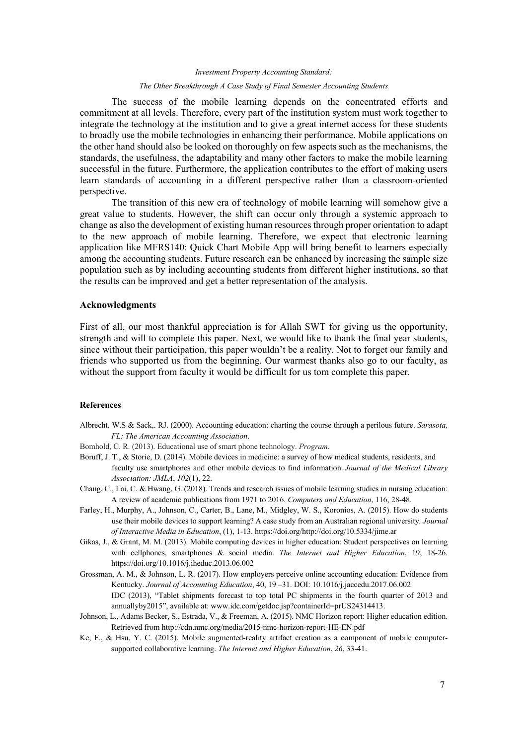The success of the mobile learning depends on the concentrated efforts and commitment at all levels. Therefore, every part of the institution system must work together to integrate the technology at the institution and to give a great internet access for these students to broadly use the mobile technologies in enhancing their performance. Mobile applications on the other hand should also be looked on thoroughly on few aspects such as the mechanisms, the standards, the usefulness, the adaptability and many other factors to make the mobile learning successful in the future. Furthermore, the application contributes to the effort of making users learn standards of accounting in a different perspective rather than a classroom-oriented perspective.

The transition of this new era of technology of mobile learning will somehow give a great value to students. However, the shift can occur only through a systemic approach to change as also the development of existing human resources through proper orientation to adapt to the new approach of mobile learning. Therefore, we expect that electronic learning application like MFRS140: Quick Chart Mobile App will bring benefit to learners especially among the accounting students. Future research can be enhanced by increasing the sample size population such as by including accounting students from different higher institutions, so that the results can be improved and get a better representation of the analysis.

## Acknowledgments

First of all, our most thankful appreciation is for Allah SWT for giving us the opportunity, strength and will to complete this paper. Next, we would like to thank the final year students, since without their participation, this paper wouldn't be a reality. Not to forget our family and friends who supported us from the beginning. Our warmest thanks also go to our faculty, as without the support from faculty it would be difficult for us tom complete this paper.

## References

Albrecht, W.S & Sack,. RJ. (2000). Accounting education: charting the course through a perilous future. *Sarasota, FL: The American Accounting Association*.

Bomhold, C. R. (2013). Educational use of smart phone technology. *Program*.

Boruff, J. T., & Storie, D. (2014). Mobile devices in medicine: a survey of how medical students, residents, and faculty use smartphones and other mobile devices to find information. *Journal of the Medical Library Association: JMLA*, *102*(1), 22.

Chang, C., Lai, C. & Hwang, G. (2018). Trends and research issues of mobile learning studies in nursing education: A review of academic publications from 1971 to 2016. *Computers and Education*, 116, 28-48.

Farley, H., Murphy, A., Johnson, C., Carter, B., Lane, M., Midgley, W. S., Koronios, A. (2015). How do students use their mobile devices to support learning? A case study from an Australian regional university. *Journal of Interactive Media in Education*, (1), 1-13. https://doi.org/http://doi.org/10.5334/jime.ar

Gikas, J., & Grant, M. M. (2013). Mobile computing devices in higher education: Student perspectives on learning with cellphones, smartphones & social media. *The Internet and Higher Education*, 19, 18-26. https://doi.org/10.1016/j.iheduc.2013.06.002

Grossman, A. M., & Johnson, L. R. (2017). How employers perceive online accounting education: Evidence from Kentucky. *Journal of Accounting Education*, 40, 19 –31. DOI: 10.1016/j.jaccedu.2017.06.002
IDC (2013), "Tablet shipments forecast to top total PC shipments in the fourth quarter of 2013 and annuallyby2015", available at: www.idc.com/getdoc.jsp?containerId=prUS24314413.

Johnson, L., Adams Becker, S., Estrada, V., & Freeman, A. (2015). NMC Horizon report: Higher education edition. Retrieved from http://cdn.nmc.org/media/2015-nmc-horizon-report-HE-EN.pdf

Ke, F., & Hsu, Y. C. (2015). Mobile augmented-reality artifact creation as a component of mobile computer-supported collaborative learning. *The Internet and Higher Education*, *26*, 33-41.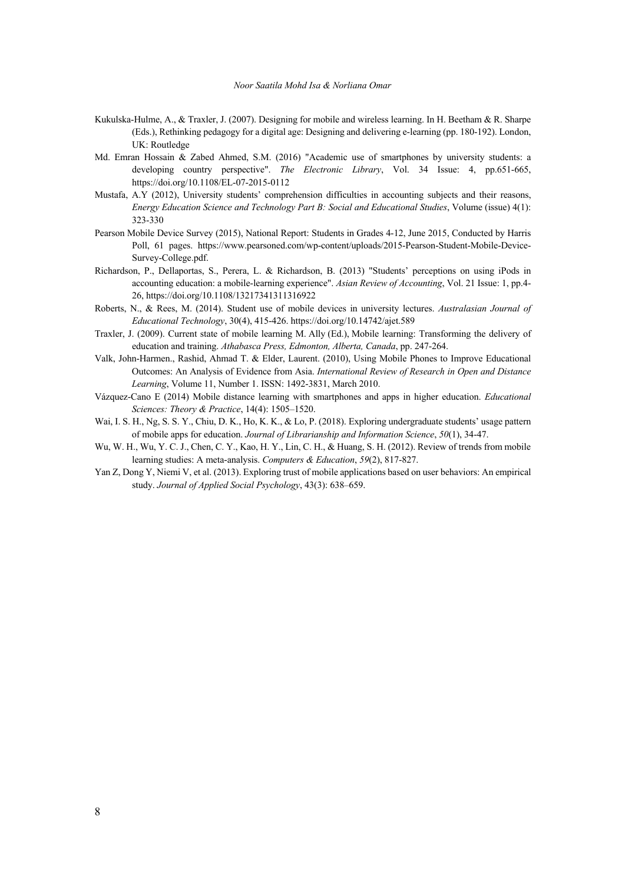Kukulska-Hulme, A., & Traxler, J. (2007). Designing for mobile and wireless learning. In H. Beetham & R. Sharpe (Eds.), Rethinking pedagogy for a digital age: Designing and delivering e-learning (pp. 180-192). London, UK: Routledge

Md. Emran Hossain & Zabed Ahmed, S.M. (2016) "Academic use of smartphones by university students: a developing country perspective". *The Electronic Library*, Vol. 34 Issue: 4, pp.651-665, https://doi.org/10.1108/EL-07-2015-0112

Mustafa, A.Y (2012), University students' comprehension difficulties in accounting subjects and their reasons, *Energy Education Science and Technology Part B: Social and Educational Studies*, Volume (issue) 4(1): 323-330

Pearson Mobile Device Survey (2015), National Report: Students in Grades 4-12, June 2015, Conducted by Harris Poll, 61 pages. https://www.pearsoned.com/wp-content/uploads/2015-Pearson-Student-Mobile-Device-Survey-College.pdf.

Richardson, P., Dellaportas, S., Perera, L. & Richardson, B. (2013) "Students' perceptions on using iPods in accounting education: a mobile-learning experience". *Asian Review of Accounting*, Vol. 21 Issue: 1, pp.4-26, https://doi.org/10.1108/13217341311316922

Roberts, N., & Rees, M. (2014). Student use of mobile devices in university lectures. *Australasian Journal of Educational Technology*, 30(4), 415-426. https://doi.org/10.14742/ajet.589

Traxler, J. (2009). Current state of mobile learning M. Ally (Ed.), Mobile learning: Transforming the delivery of education and training. *Athabasca Press, Edmonton, Alberta, Canada*, pp. 247-264.

Valk, John-Harmen., Rashid, Ahmad T. & Elder, Laurent. (2010), Using Mobile Phones to Improve Educational Outcomes: An Analysis of Evidence from Asia. *International Review of Research in Open and Distance Learning*, Volume 11, Number 1. ISSN: 1492-3831, March 2010.

Vázquez-Cano E (2014) Mobile distance learning with smartphones and apps in higher education. *Educational Sciences: Theory & Practice*, 14(4): 1505–1520.

Wai, I. S. H., Ng, S. S. Y., Chiu, D. K., Ho, K. K., & Lo, P. (2018). Exploring undergraduate students' usage pattern of mobile apps for education. *Journal of Librarianship and Information Science*, *50*(1), 34-47.

Wu, W. H., Wu, Y. C. J., Chen, C. Y., Kao, H. Y., Lin, C. H., & Huang, S. H. (2012). Review of trends from mobile learning studies: A meta-analysis. *Computers & Education*, *59*(2), 817-827.

Yan Z, Dong Y, Niemi V, et al. (2013). Exploring trust of mobile applications based on user behaviors: An empirical study. *Journal of Applied Social Psychology*, 43(3): 638–659.